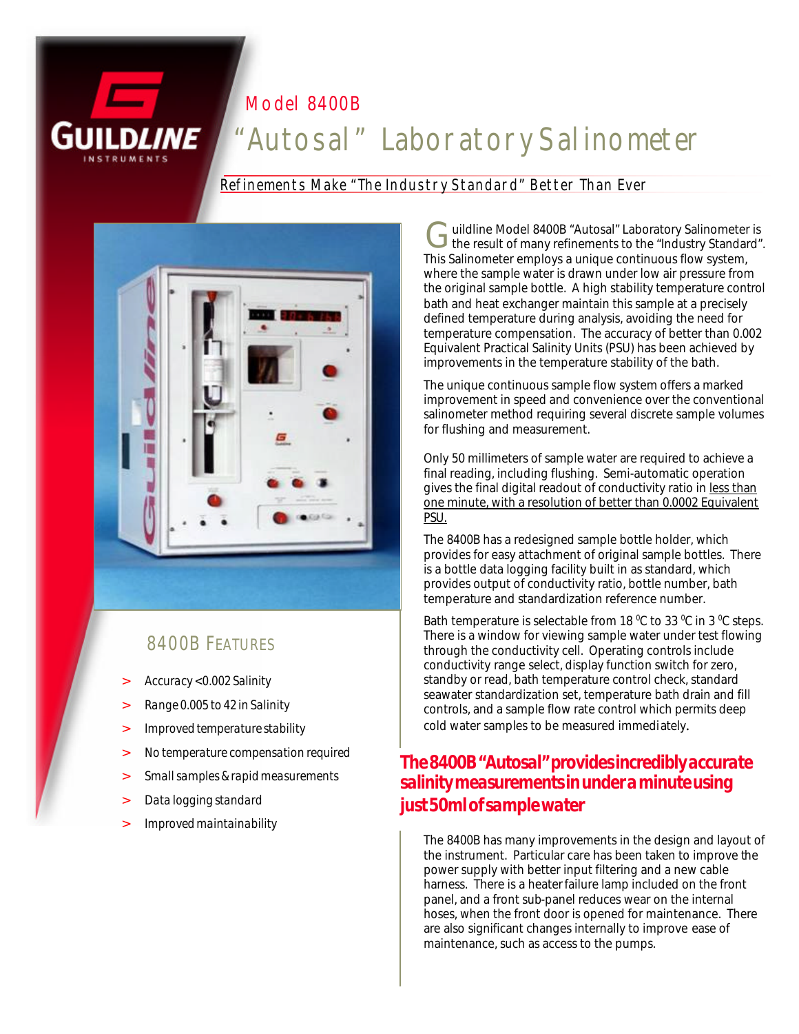GUILDLINE INSTRUMENTS

# Model 8400B

# "Autosal" Laboratory Salinometer

## Refinements Make "The Industry Standard" Better Than Ever

## 8400B Features

- Accuracy <0.002 Salinity
- Range 0.005 to 42 in Salinity
- Improved temperature stability
- No temperature compensation required
- Small samples & rapid measurements
- Data logging standard
- Improved maintainability

Guildline Model 8400B "Autosal" Laboratory Salinometer is the result of many refinements to the "Industry Standard". This Salinometer employs a unique continuous flow system, where the sample water is drawn under low air pressure from the original sample bottle. A high stability temperature control bath and heat exchanger maintain this sample at a precisely defined temperature during analysis, avoiding the need for temperature compensation. The accuracy of better than 0.002 Equivalent Practical Salinity Units (PSU) has been achieved by improvements in the temperature stability of the bath.

The unique continuous sample flow system offers a marked improvement in speed and convenience over the conventional salinometer method requiring several discrete sample volumes for flushing and measurement.

Only 50 millimeters of sample water are required to achieve a final reading, including flushing. Semi-automatic operation gives the final digital readout of conductivity ratio in <u>less than one minute, with a resolution of better than 0.0002 Equivalent PSU.</u>

The 8400B has a redesigned sample bottle holder, which provides for easy attachment of original sample bottles. There is a bottle data logging facility built in as standard, which provides output of conductivity ratio, bottle number, bath temperature and standardization reference number.

Bath temperature is selectable from 18 °C to 33 °C in 3 °C steps. There is a window for viewing sample water under test flowing through the conductivity cell. Operating controls include conductivity range select, display function switch for zero, standby or read, bath temperature control check, standard seawater standardization set, temperature bath drain and fill controls, and a sample flow rate control which permits deep cold water samples to be measured immediately.

**The 8400B "Autosal" provides incredibly accurate salinity measurements in under a minute using just 50ml of sample water**

The 8400B has many improvements in the design and layout of the instrument. Particular care has been taken to improve the power supply with better input filtering and a new cable harness. There is a heater failure lamp included on the front panel, and a front sub-panel reduces wear on the internal hoses, when the front door is opened for maintenance. There are also significant changes internally to improve ease of maintenance, such as access to the pumps.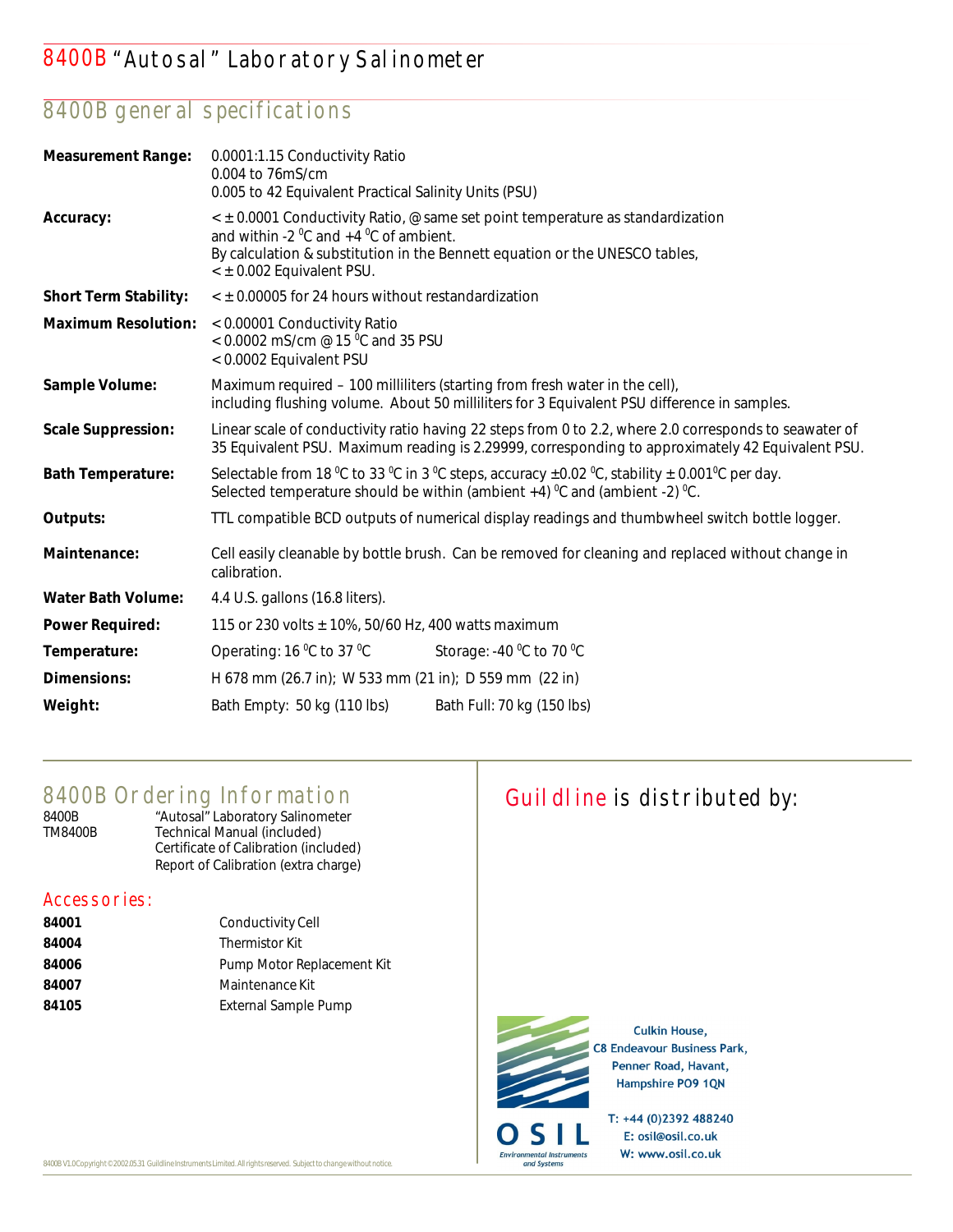# 8400B "Autosal" Laboratory Salinometer

## 8400B general specifications

| | |
|---|---|
| **Measurement Range:** | 0.0001:1.15 Conductivity Ratio<br>0.004 to 76mS/cm<br>0.005 to 42 Equivalent Practical Salinity Units (PSU) |
| **Accuracy:** | < ± 0.0001 Conductivity Ratio, @ same set point temperature as standardization and within -2 °C and +4 °C of ambient.<br>By calculation & substitution in the Bennett equation or the UNESCO tables, < ± 0.002 Equivalent PSU. |
| **Short Term Stability:** | < ± 0.00005 for 24 hours without restandardization |
| **Maximum Resolution:** | < 0.00001 Conductivity Ratio<br>< 0.0002 mS/cm @ 15 °C and 35 PSU<br>< 0.0002 Equivalent PSU |
| **Sample Volume:** | Maximum required – 100 milliliters (starting from fresh water in the cell), including flushing volume. About 50 milliliters for 3 Equivalent PSU difference in samples. |
| **Scale Suppression:** | Linear scale of conductivity ratio having 22 steps from 0 to 2.2, where 2.0 corresponds to seawater of 35 Equivalent PSU. Maximum reading is 2.29999, corresponding to approximately 42 Equivalent PSU. |
| **Bath Temperature:** | Selectable from 18 °C to 33 °C in 3 °C steps, accuracy ±0.02 °C, stability ± 0.001°C per day. Selected temperature should be within (ambient +4) °C and (ambient -2) °C. |
| **Outputs:** | TTL compatible BCD outputs of numerical display readings and thumbwheel switch bottle logger. |
| **Maintenance:** | Cell easily cleanable by bottle brush. Can be removed for cleaning and replaced without change in calibration. |
| **Water Bath Volume:** | 4.4 U.S. gallons (16.8 liters). |
| **Power Required:** | 115 or 230 volts ± 10%, 50/60 Hz, 400 watts maximum |
| **Temperature:** | Operating: 16 °C to 37 °C     Storage: -40 °C to 70 °C |
| **Dimensions:** | H 678 mm (26.7 in); W 533 mm (21 in); D 559 mm (22 in) |
| **Weight:** | Bath Empty: 50 kg (110 lbs)     Bath Full: 70 kg (150 lbs) |

## 8400B Ordering Information

| | |
|---|---|
| 8400B | "Autosal" Laboratory Salinometer |
| TM8400B | Technical Manual (included)<br>Certificate of Calibration (included)<br>Report of Calibration (extra charge) |

### Accessories:

| | |
|---|---|
| **84001** | Conductivity Cell |
| **84004** | Thermistor Kit |
| **84006** | Pump Motor Replacement Kit |
| **84007** | Maintenance Kit |
| **84105** | External Sample Pump |

## Guildline is distributed by:

OSIL
Environmental Instruments and Systems

Culkin House,
C8 Endeavour Business Park,
Penner Road, Havant,
Hampshire PO9 1QN

T: +44 (0)2392 488240
E: osil@osil.co.uk
W: www.osil.co.uk

8400B V1.0 Copyright © 2002.05.31 Guildline Instruments Limited. All rights reserved. Subject to change without notice.